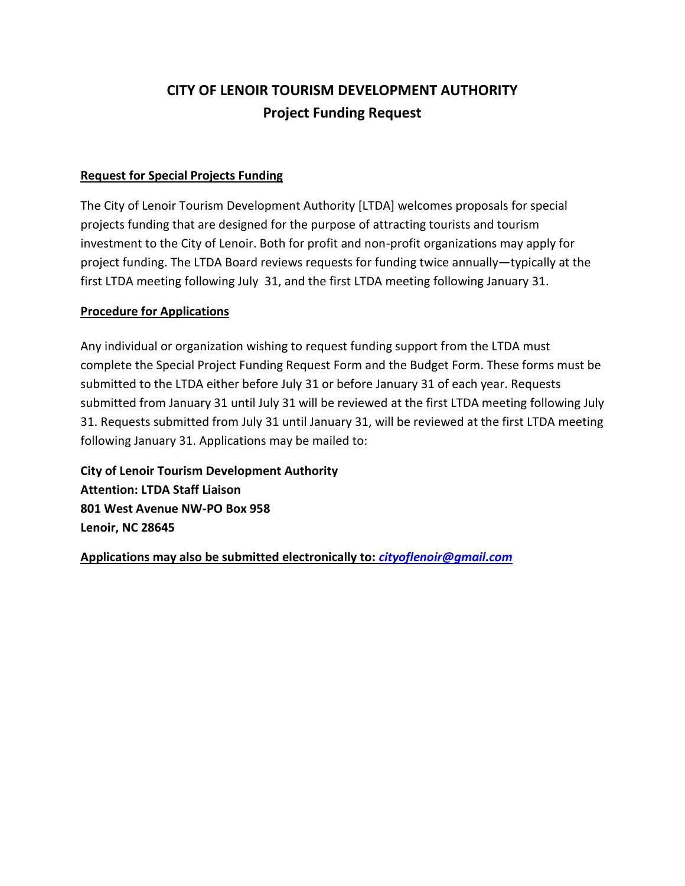# CITY OF LENOIR TOURISM DEVELOPMENT AUTHORITY
## Project Funding Request

**<u>Request for Special Projects Funding</u>**

The City of Lenoir Tourism Development Authority [LTDA] welcomes proposals for special projects funding that are designed for the purpose of attracting tourists and tourism investment to the City of Lenoir. Both for profit and non-profit organizations may apply for project funding. The LTDA Board reviews requests for funding twice annually—typically at the first LTDA meeting following July 31, and the first LTDA meeting following January 31.

**<u>Procedure for Applications</u>**

Any individual or organization wishing to request funding support from the LTDA must complete the Special Project Funding Request Form and the Budget Form. These forms must be submitted to the LTDA either before July 31 or before January 31 of each year. Requests submitted from January 31 until July 31 will be reviewed at the first LTDA meeting following July 31. Requests submitted from July 31 until January 31, will be reviewed at the first LTDA meeting following January 31. Applications may be mailed to:

**City of Lenoir Tourism Development Authority**
**Attention: LTDA Staff Liaison**
**801 West Avenue NW-PO Box 958**
**Lenoir, NC 28645**

**<u>Applications may also be submitted electronically to: *cityoflenoir@gmail.com*</u>**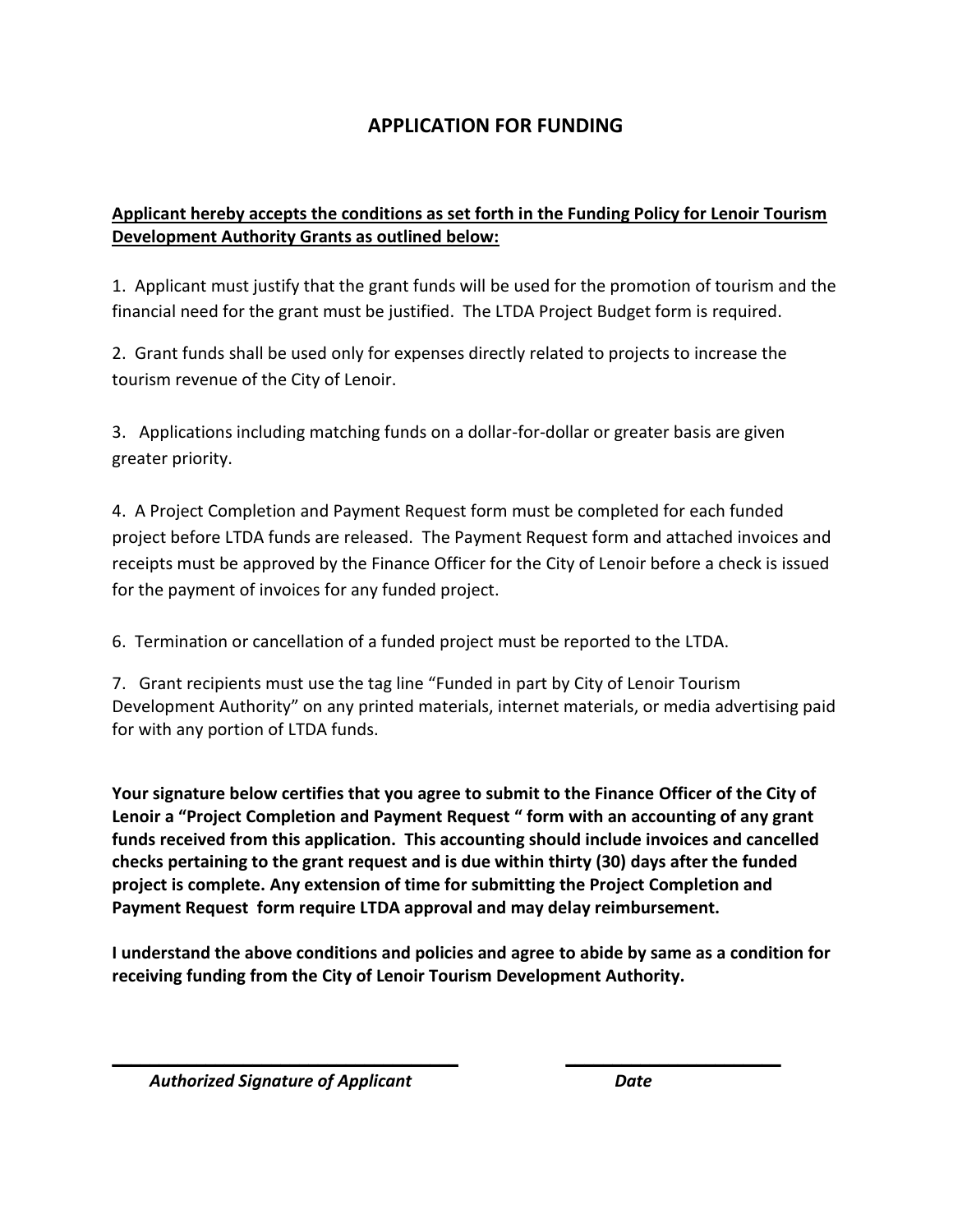# APPLICATION FOR FUNDING

**Applicant hereby accepts the conditions as set forth in the Funding Policy for Lenoir Tourism Development Authority Grants as outlined below:**

1. Applicant must justify that the grant funds will be used for the promotion of tourism and the financial need for the grant must be justified. The LTDA Project Budget form is required.

2. Grant funds shall be used only for expenses directly related to projects to increase the tourism revenue of the City of Lenoir.

3. Applications including matching funds on a dollar-for-dollar or greater basis are given greater priority.

4. A Project Completion and Payment Request form must be completed for each funded project before LTDA funds are released. The Payment Request form and attached invoices and receipts must be approved by the Finance Officer for the City of Lenoir before a check is issued for the payment of invoices for any funded project.

6. Termination or cancellation of a funded project must be reported to the LTDA.

7. Grant recipients must use the tag line "Funded in part by City of Lenoir Tourism Development Authority" on any printed materials, internet materials, or media advertising paid for with any portion of LTDA funds.

**Your signature below certifies that you agree to submit to the Finance Officer of the City of Lenoir a "Project Completion and Payment Request " form with an accounting of any grant funds received from this application. This accounting should include invoices and cancelled checks pertaining to the grant request and is due within thirty (30) days after the funded project is complete. Any extension of time for submitting the Project Completion and Payment Request form require LTDA approval and may delay reimbursement.**

**I understand the above conditions and policies and agree to abide by same as a condition for receiving funding from the City of Lenoir Tourism Development Authority.**

\_\_\_\_\_\_\_\_\_\_\_\_\_\_\_\_\_\_\_\_\_\_\_\_\_\_\_\_\_\_\_\_\_\_\_\_ \_\_\_\_\_\_\_\_\_\_\_\_\_\_\_\_\_\_\_\_\_\_\_

***Authorized Signature of Applicant*** ***Date***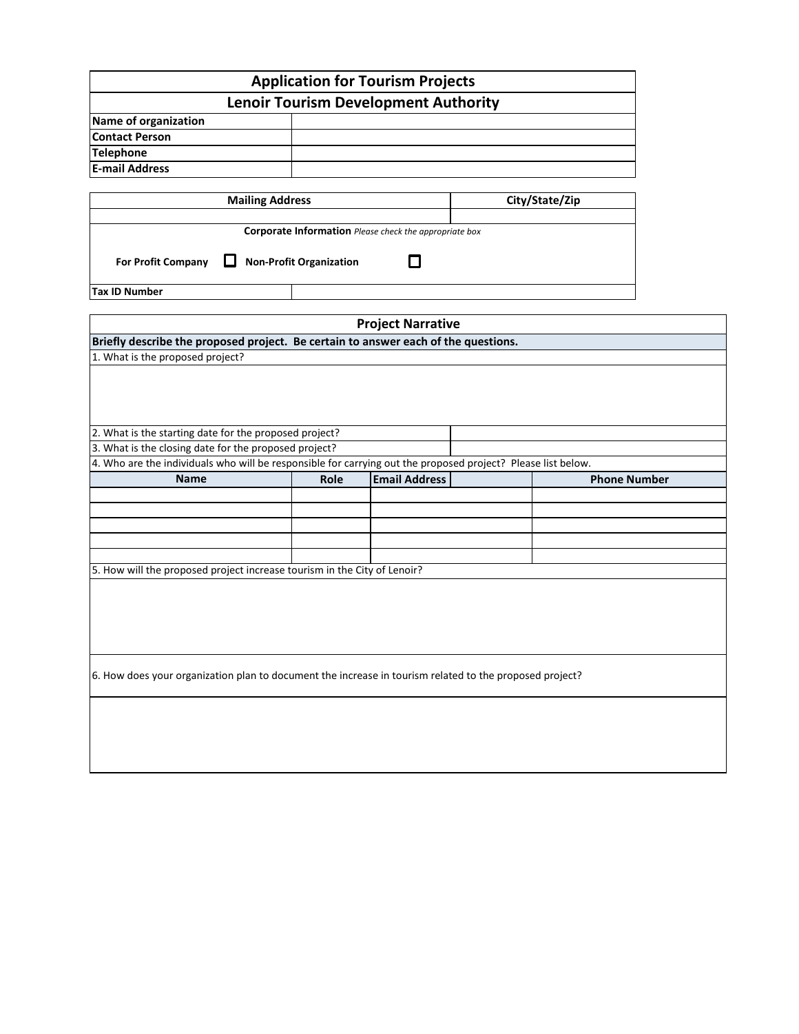# Application for Tourism Projects

## Lenoir Tourism Development Authority

| Name of organization | |
|---|---|
| Contact Person | |
| Telephone | |
| E-mail Address | |

| Mailing Address | City/State/Zip |
|---|---|
| | |

**Corporate Information** *Please check the appropriate box*

**For Profit Company** ☐ **Non-Profit Organization** ☐

| Tax ID Number | |
|---|---|

## Project Narrative

**Briefly describe the proposed project. Be certain to answer each of the questions.**

1. What is the proposed project?

| 2. What is the starting date for the proposed project? | |
|---|---|
| 3. What is the closing date for the proposed project? | |

4. Who are the individuals who will be responsible for carrying out the proposed project? Please list below.

| Name | Role | Email Address | Phone Number |
|---|---|---|---|
| | | | |
| | | | |
| | | | |
| | | | |
| | | | |

5. How will the proposed project increase tourism in the City of Lenoir?

6. How does your organization plan to document the increase in tourism related to the proposed project?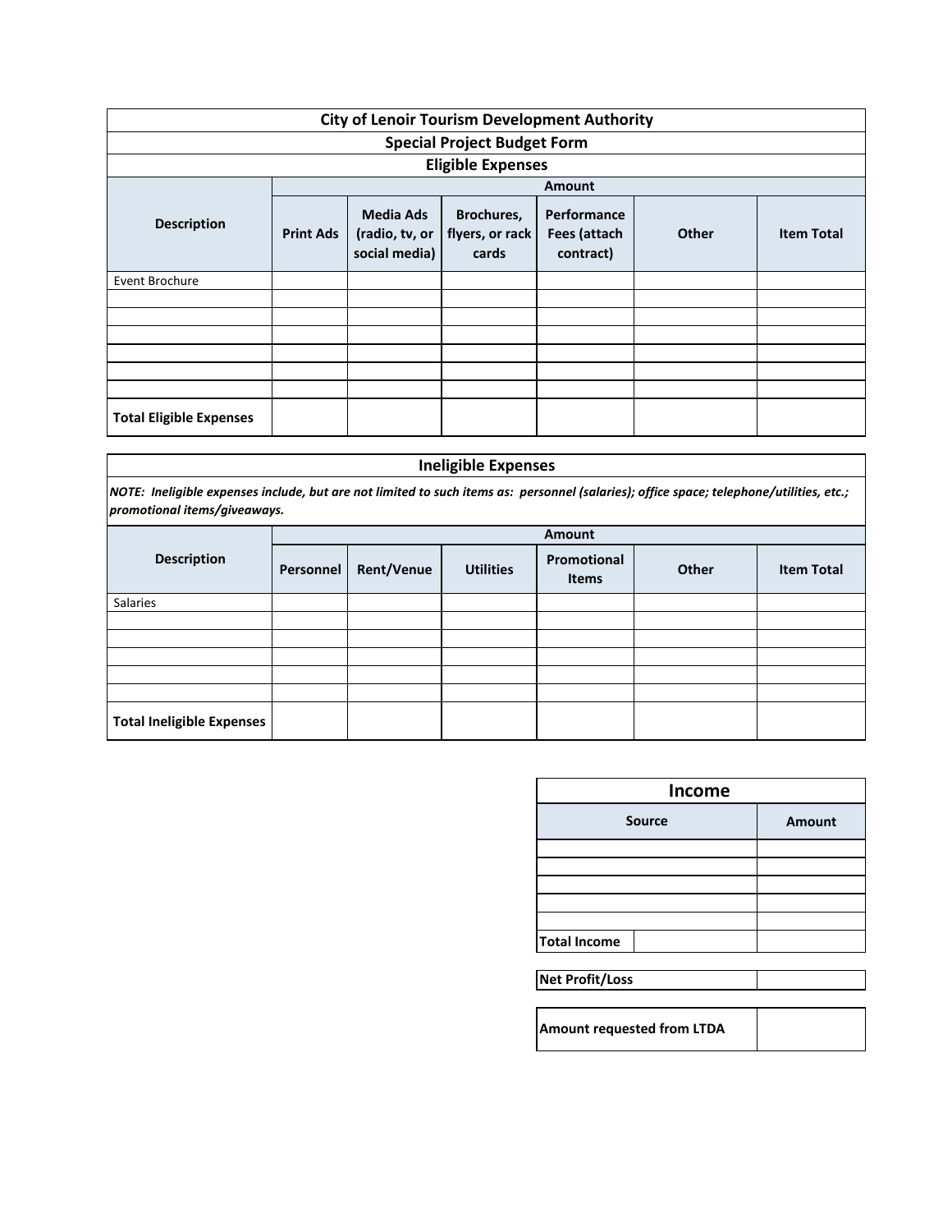## City of Lenoir Tourism Development Authority

### Special Project Budget Form

### Eligible Expenses

| Description | Amount | | | | | |
|---|---|---|---|---|---|---|
| | Print Ads | Media Ads (radio, tv, or social media) | Brochures, flyers, or rack cards | Performance Fees (attach contract) | Other | Item Total |
| Event Brochure | | | | | | |
| | | | | | | |
| | | | | | | |
| | | | | | | |
| | | | | | | |
| | | | | | | |
| | | | | | | |
| **Total Eligible Expenses** | | | | | | |

### Ineligible Expenses

***NOTE: Ineligible expenses include, but are not limited to such items as: personnel (salaries); office space; telephone/utilities, etc.; promotional items/giveaways.***

| Description | Amount | | | | | |
|---|---|---|---|---|---|---|
| | Personnel | Rent/Venue | Utilities | Promotional Items | Other | Item Total |
| Salaries | | | | | | |
| | | | | | | |
| | | | | | | |
| | | | | | | |
| | | | | | | |
| | | | | | | |
| **Total Ineligible Expenses** | | | | | | |

### Income

| Source | Amount |
|---|---|
| | |
| | |
| | |
| | |
| | |
| **Total Income** | |

| **Net Profit/Loss** | |
|---|---|

| **Amount requested from LTDA** | |
|---|---|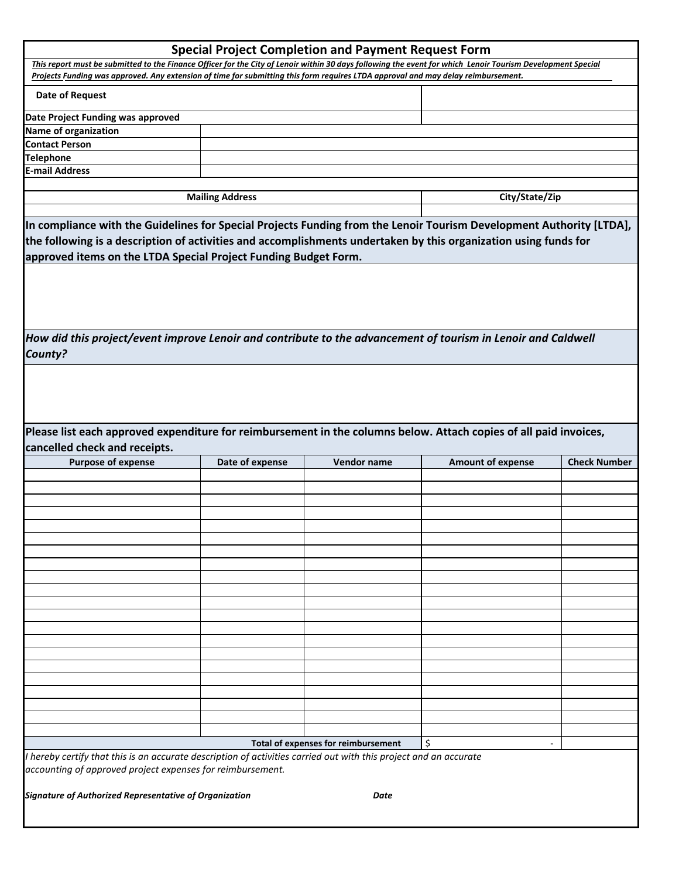# Special Project Completion and Payment Request Form

***This report must be submitted to the Finance Officer for the City of Lenoir within 30 days following the event for which Lenoir Tourism Development Special Projects Funding was approved. Any extension of time for submitting this form requires LTDA approval and may delay reimbursement.***

| | |
|---|---|
| **Date of Request** | |
| **Date Project Funding was approved** | |
| **Name of organization** | |
| **Contact Person** | |
| **Telephone** | |
| **E-mail Address** | |

| **Mailing Address** | **City/State/Zip** |
|---|---|
| | |

**In compliance with the Guidelines for Special Projects Funding from the Lenoir Tourism Development Authority [LTDA], the following is a description of activities and accomplishments undertaken by this organization using funds for approved items on the LTDA Special Project Funding Budget Form.**

***How did this project/event improve Lenoir and contribute to the advancement of tourism in Lenoir and Caldwell County?***

**Please list each approved expenditure for reimbursement in the columns below. Attach copies of all paid invoices, cancelled check and receipts.**

| Purpose of expense | Date of expense | Vendor name | Amount of expense | Check Number |
|---|---|---|---|---|
| | | | | |
| | | | | |
| | | | | |
| | | | | |
| | | | | |
| | | | | |
| | | | | |
| | | | | |
| | | | | |
| | | | | |
| | | | | |
| | | | | |
| | | | | |
| | | | | |
| | | | | |
| | | | | |
| | | | | |
| | | | | |
| | | | | |
| | | | | |
| | | | | |
| | | **Total of expenses for reimbursement** | $ - | |

*I hereby certify that this is an accurate description of activities carried out with this project and an accurate accounting of approved project expenses for reimbursement.*

***Signature of Authorized Representative of Organization*** ***Date***